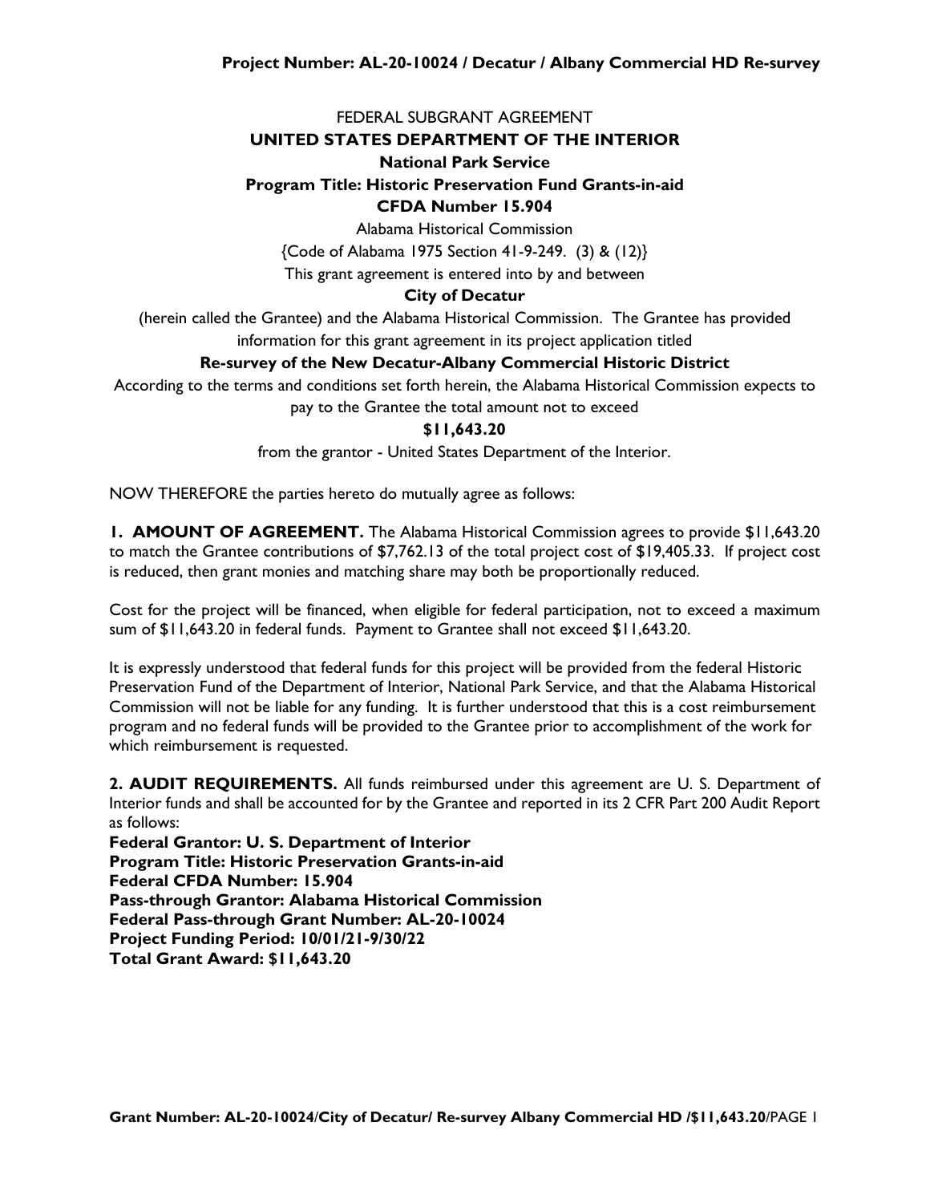FEDERAL SUBGRANT AGREEMENT

**UNITED STATES DEPARTMENT OF THE INTERIOR**

**National Park Service**

**Program Title: Historic Preservation Fund Grants-in-aid**

**CFDA Number 15.904**

Alabama Historical Commission

{Code of Alabama 1975 Section 41-9-249. (3) & (12)}

This grant agreement is entered into by and between

**City of Decatur**

(herein called the Grantee) and the Alabama Historical Commission. The Grantee has provided information for this grant agreement in its project application titled

**Re-survey of the New Decatur-Albany Commercial Historic District**

According to the terms and conditions set forth herein, the Alabama Historical Commission expects to pay to the Grantee the total amount not to exceed

**$11,643.20**

from the grantor - United States Department of the Interior.

NOW THEREFORE the parties hereto do mutually agree as follows:

**1. AMOUNT OF AGREEMENT.** The Alabama Historical Commission agrees to provide $11,643.20 to match the Grantee contributions of $7,762.13 of the total project cost of $19,405.33. If project cost is reduced, then grant monies and matching share may both be proportionally reduced.

Cost for the project will be financed, when eligible for federal participation, not to exceed a maximum sum of $11,643.20 in federal funds. Payment to Grantee shall not exceed $11,643.20.

It is expressly understood that federal funds for this project will be provided from the federal Historic Preservation Fund of the Department of Interior, National Park Service, and that the Alabama Historical Commission will not be liable for any funding. It is further understood that this is a cost reimbursement program and no federal funds will be provided to the Grantee prior to accomplishment of the work for which reimbursement is requested.

**2. AUDIT REQUIREMENTS.** All funds reimbursed under this agreement are U. S. Department of Interior funds and shall be accounted for by the Grantee and reported in its 2 CFR Part 200 Audit Report as follows:

**Federal Grantor: U. S. Department of Interior**
**Program Title: Historic Preservation Grants-in-aid**
**Federal CFDA Number: 15.904**
**Pass-through Grantor: Alabama Historical Commission**
**Federal Pass-through Grant Number: AL-20-10024**
**Project Funding Period: 10/01/21-9/30/22**
**Total Grant Award: $11,643.20**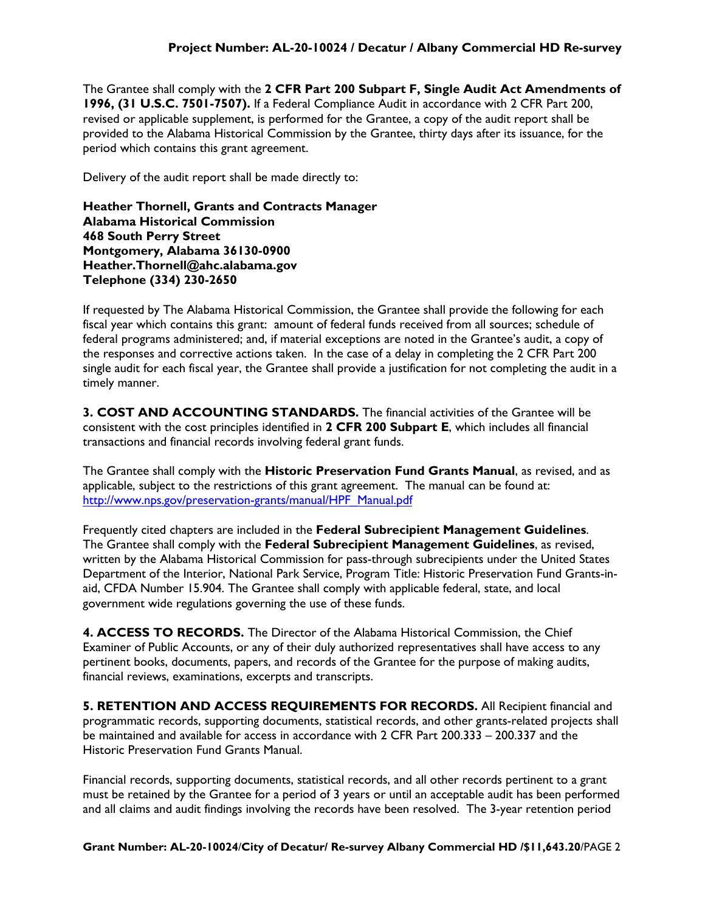The Grantee shall comply with the **2 CFR Part 200 Subpart F, Single Audit Act Amendments of 1996, (31 U.S.C. 7501-7507).** If a Federal Compliance Audit in accordance with 2 CFR Part 200, revised or applicable supplement, is performed for the Grantee, a copy of the audit report shall be provided to the Alabama Historical Commission by the Grantee, thirty days after its issuance, for the period which contains this grant agreement.

Delivery of the audit report shall be made directly to:

**Heather Thornell, Grants and Contracts Manager**
**Alabama Historical Commission**
**468 South Perry Street**
**Montgomery, Alabama 36130-0900**
**Heather.Thornell@ahc.alabama.gov**
**Telephone (334) 230-2650**

If requested by The Alabama Historical Commission, the Grantee shall provide the following for each fiscal year which contains this grant: amount of federal funds received from all sources; schedule of federal programs administered; and, if material exceptions are noted in the Grantee's audit, a copy of the responses and corrective actions taken. In the case of a delay in completing the 2 CFR Part 200 single audit for each fiscal year, the Grantee shall provide a justification for not completing the audit in a timely manner.

**3. COST AND ACCOUNTING STANDARDS.** The financial activities of the Grantee will be consistent with the cost principles identified in **2 CFR 200 Subpart E**, which includes all financial transactions and financial records involving federal grant funds.

The Grantee shall comply with the **Historic Preservation Fund Grants Manual**, as revised, and as applicable, subject to the restrictions of this grant agreement. The manual can be found at: http://www.nps.gov/preservation-grants/manual/HPF_Manual.pdf

Frequently cited chapters are included in the **Federal Subrecipient Management Guidelines**. The Grantee shall comply with the **Federal Subrecipient Management Guidelines**, as revised, written by the Alabama Historical Commission for pass-through subrecipients under the United States Department of the Interior, National Park Service, Program Title: Historic Preservation Fund Grants-in-aid, CFDA Number 15.904. The Grantee shall comply with applicable federal, state, and local government wide regulations governing the use of these funds.

**4. ACCESS TO RECORDS.** The Director of the Alabama Historical Commission, the Chief Examiner of Public Accounts, or any of their duly authorized representatives shall have access to any pertinent books, documents, papers, and records of the Grantee for the purpose of making audits, financial reviews, examinations, excerpts and transcripts.

**5. RETENTION AND ACCESS REQUIREMENTS FOR RECORDS.** All Recipient financial and programmatic records, supporting documents, statistical records, and other grants-related projects shall be maintained and available for access in accordance with 2 CFR Part 200.333 – 200.337 and the Historic Preservation Fund Grants Manual.

Financial records, supporting documents, statistical records, and all other records pertinent to a grant must be retained by the Grantee for a period of 3 years or until an acceptable audit has been performed and all claims and audit findings involving the records have been resolved. The 3-year retention period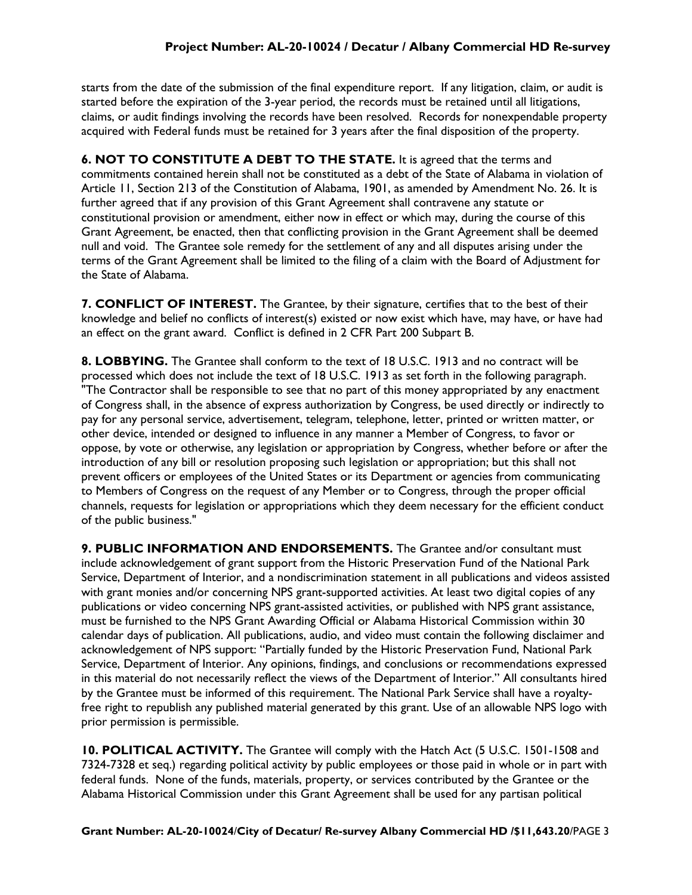starts from the date of the submission of the final expenditure report. If any litigation, claim, or audit is started before the expiration of the 3-year period, the records must be retained until all litigations, claims, or audit findings involving the records have been resolved. Records for nonexpendable property acquired with Federal funds must be retained for 3 years after the final disposition of the property.

**6. NOT TO CONSTITUTE A DEBT TO THE STATE.** It is agreed that the terms and commitments contained herein shall not be constituted as a debt of the State of Alabama in violation of Article 11, Section 213 of the Constitution of Alabama, 1901, as amended by Amendment No. 26. It is further agreed that if any provision of this Grant Agreement shall contravene any statute or constitutional provision or amendment, either now in effect or which may, during the course of this Grant Agreement, be enacted, then that conflicting provision in the Grant Agreement shall be deemed null and void. The Grantee sole remedy for the settlement of any and all disputes arising under the terms of the Grant Agreement shall be limited to the filing of a claim with the Board of Adjustment for the State of Alabama.

**7. CONFLICT OF INTEREST.** The Grantee, by their signature, certifies that to the best of their knowledge and belief no conflicts of interest(s) existed or now exist which have, may have, or have had an effect on the grant award. Conflict is defined in 2 CFR Part 200 Subpart B.

**8. LOBBYING.** The Grantee shall conform to the text of 18 U.S.C. 1913 and no contract will be processed which does not include the text of 18 U.S.C. 1913 as set forth in the following paragraph. "The Contractor shall be responsible to see that no part of this money appropriated by any enactment of Congress shall, in the absence of express authorization by Congress, be used directly or indirectly to pay for any personal service, advertisement, telegram, telephone, letter, printed or written matter, or other device, intended or designed to influence in any manner a Member of Congress, to favor or oppose, by vote or otherwise, any legislation or appropriation by Congress, whether before or after the introduction of any bill or resolution proposing such legislation or appropriation; but this shall not prevent officers or employees of the United States or its Department or agencies from communicating to Members of Congress on the request of any Member or to Congress, through the proper official channels, requests for legislation or appropriations which they deem necessary for the efficient conduct of the public business."

**9. PUBLIC INFORMATION AND ENDORSEMENTS.** The Grantee and/or consultant must include acknowledgement of grant support from the Historic Preservation Fund of the National Park Service, Department of Interior, and a nondiscrimination statement in all publications and videos assisted with grant monies and/or concerning NPS grant-supported activities. At least two digital copies of any publications or video concerning NPS grant-assisted activities, or published with NPS grant assistance, must be furnished to the NPS Grant Awarding Official or Alabama Historical Commission within 30 calendar days of publication. All publications, audio, and video must contain the following disclaimer and acknowledgement of NPS support: "Partially funded by the Historic Preservation Fund, National Park Service, Department of Interior. Any opinions, findings, and conclusions or recommendations expressed in this material do not necessarily reflect the views of the Department of Interior." All consultants hired by the Grantee must be informed of this requirement. The National Park Service shall have a royalty-free right to republish any published material generated by this grant. Use of an allowable NPS logo with prior permission is permissible.

**10. POLITICAL ACTIVITY.** The Grantee will comply with the Hatch Act (5 U.S.C. 1501-1508 and 7324-7328 et seq.) regarding political activity by public employees or those paid in whole or in part with federal funds. None of the funds, materials, property, or services contributed by the Grantee or the Alabama Historical Commission under this Grant Agreement shall be used for any partisan political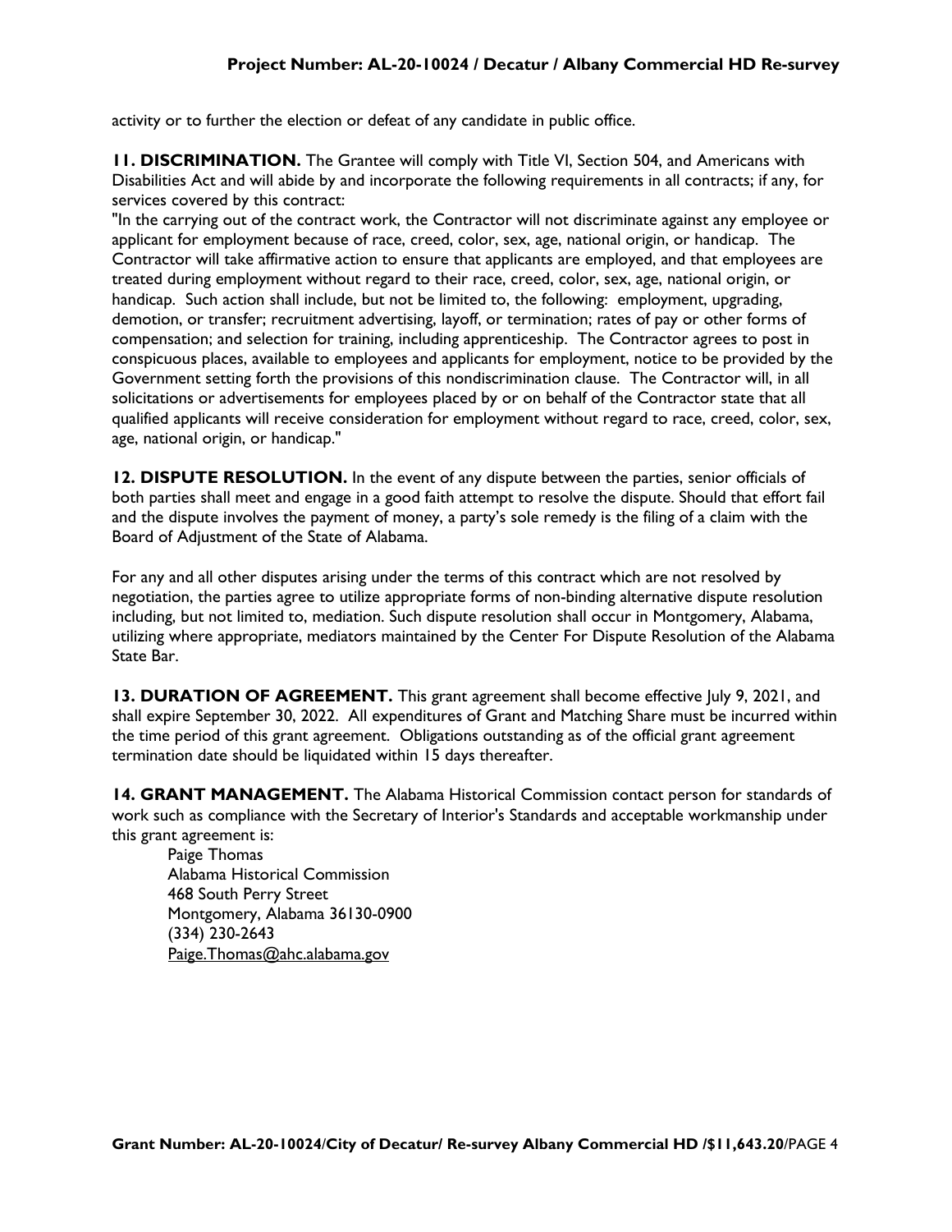activity or to further the election or defeat of any candidate in public office.

**11. DISCRIMINATION.** The Grantee will comply with Title VI, Section 504, and Americans with Disabilities Act and will abide by and incorporate the following requirements in all contracts; if any, for services covered by this contract:
"In the carrying out of the contract work, the Contractor will not discriminate against any employee or applicant for employment because of race, creed, color, sex, age, national origin, or handicap. The Contractor will take affirmative action to ensure that applicants are employed, and that employees are treated during employment without regard to their race, creed, color, sex, age, national origin, or handicap. Such action shall include, but not be limited to, the following: employment, upgrading, demotion, or transfer; recruitment advertising, layoff, or termination; rates of pay or other forms of compensation; and selection for training, including apprenticeship. The Contractor agrees to post in conspicuous places, available to employees and applicants for employment, notice to be provided by the Government setting forth the provisions of this nondiscrimination clause. The Contractor will, in all solicitations or advertisements for employees placed by or on behalf of the Contractor state that all qualified applicants will receive consideration for employment without regard to race, creed, color, sex, age, national origin, or handicap."

**12. DISPUTE RESOLUTION.** In the event of any dispute between the parties, senior officials of both parties shall meet and engage in a good faith attempt to resolve the dispute. Should that effort fail and the dispute involves the payment of money, a party's sole remedy is the filing of a claim with the Board of Adjustment of the State of Alabama.

For any and all other disputes arising under the terms of this contract which are not resolved by negotiation, the parties agree to utilize appropriate forms of non-binding alternative dispute resolution including, but not limited to, mediation. Such dispute resolution shall occur in Montgomery, Alabama, utilizing where appropriate, mediators maintained by the Center For Dispute Resolution of the Alabama State Bar.

**13. DURATION OF AGREEMENT.** This grant agreement shall become effective July 9, 2021, and shall expire September 30, 2022. All expenditures of Grant and Matching Share must be incurred within the time period of this grant agreement. Obligations outstanding as of the official grant agreement termination date should be liquidated within 15 days thereafter.

**14. GRANT MANAGEMENT.** The Alabama Historical Commission contact person for standards of work such as compliance with the Secretary of Interior's Standards and acceptable workmanship under this grant agreement is:

Paige Thomas
Alabama Historical Commission
468 South Perry Street
Montgomery, Alabama 36130-0900
(334) 230-2643
Paige.Thomas@ahc.alabama.gov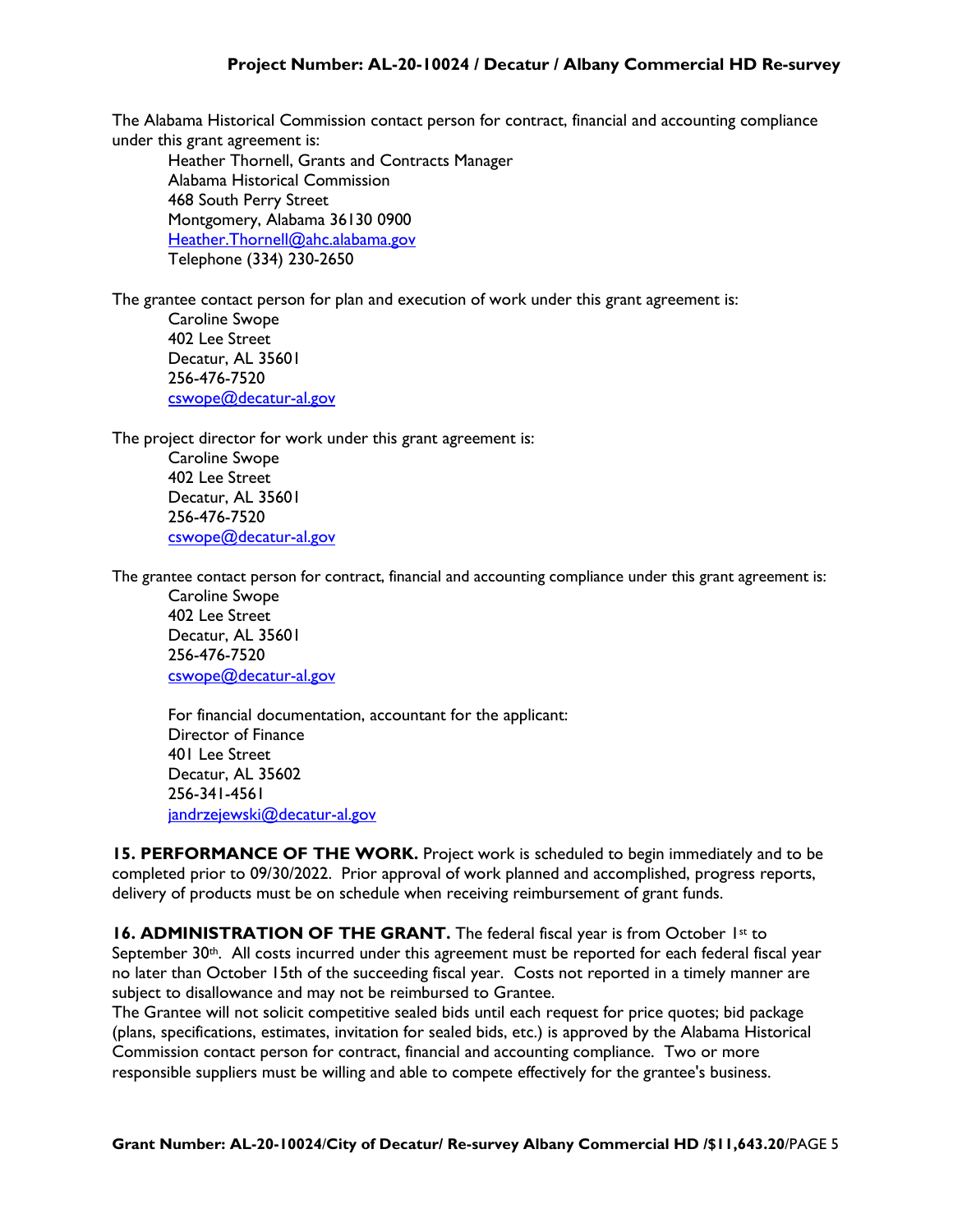The Alabama Historical Commission contact person for contract, financial and accounting compliance under this grant agreement is:

Heather Thornell, Grants and Contracts Manager
Alabama Historical Commission
468 South Perry Street
Montgomery, Alabama 36130 0900
Heather.Thornell@ahc.alabama.gov
Telephone (334) 230-2650

The grantee contact person for plan and execution of work under this grant agreement is:

Caroline Swope
402 Lee Street
Decatur, AL 35601
256-476-7520
cswope@decatur-al.gov

The project director for work under this grant agreement is:

Caroline Swope
402 Lee Street
Decatur, AL 35601
256-476-7520
cswope@decatur-al.gov

The grantee contact person for contract, financial and accounting compliance under this grant agreement is:

Caroline Swope
402 Lee Street
Decatur, AL 35601
256-476-7520
cswope@decatur-al.gov

For financial documentation, accountant for the applicant:
Director of Finance
401 Lee Street
Decatur, AL 35602
256-341-4561
jandrzejewski@decatur-al.gov

**15. PERFORMANCE OF THE WORK.** Project work is scheduled to begin immediately and to be completed prior to 09/30/2022. Prior approval of work planned and accomplished, progress reports, delivery of products must be on schedule when receiving reimbursement of grant funds.

**16. ADMINISTRATION OF THE GRANT.** The federal fiscal year is from October 1st to September 30th. All costs incurred under this agreement must be reported for each federal fiscal year no later than October 15th of the succeeding fiscal year. Costs not reported in a timely manner are subject to disallowance and may not be reimbursed to Grantee.
The Grantee will not solicit competitive sealed bids until each request for price quotes; bid package (plans, specifications, estimates, invitation for sealed bids, etc.) is approved by the Alabama Historical Commission contact person for contract, financial and accounting compliance. Two or more responsible suppliers must be willing and able to compete effectively for the grantee's business.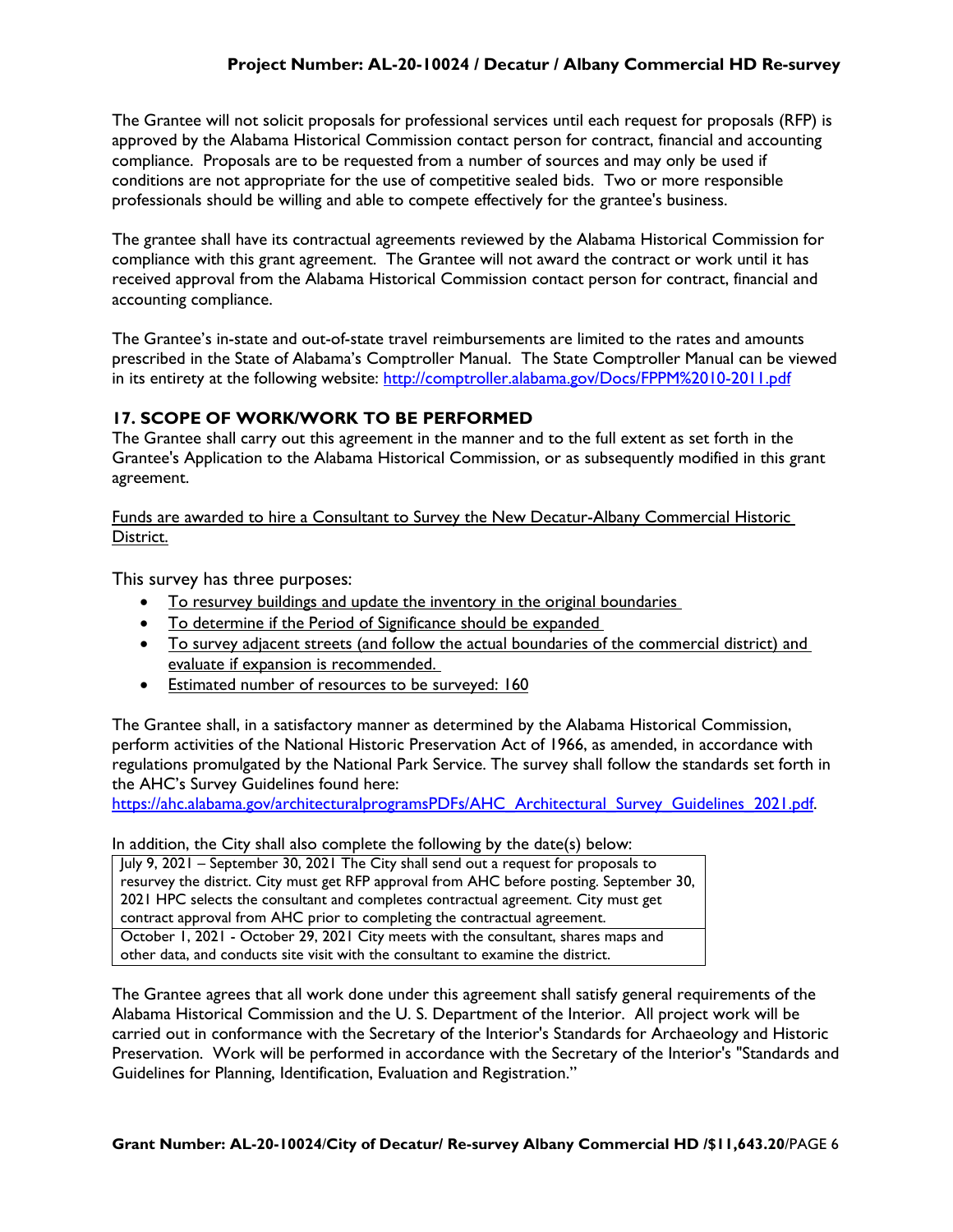The Grantee will not solicit proposals for professional services until each request for proposals (RFP) is approved by the Alabama Historical Commission contact person for contract, financial and accounting compliance. Proposals are to be requested from a number of sources and may only be used if conditions are not appropriate for the use of competitive sealed bids. Two or more responsible professionals should be willing and able to compete effectively for the grantee's business.

The grantee shall have its contractual agreements reviewed by the Alabama Historical Commission for compliance with this grant agreement. The Grantee will not award the contract or work until it has received approval from the Alabama Historical Commission contact person for contract, financial and accounting compliance.

The Grantee's in-state and out-of-state travel reimbursements are limited to the rates and amounts prescribed in the State of Alabama's Comptroller Manual. The State Comptroller Manual can be viewed in its entirety at the following website: http://comptroller.alabama.gov/Docs/FPPM%2010-2011.pdf

## 17. SCOPE OF WORK/WORK TO BE PERFORMED

The Grantee shall carry out this agreement in the manner and to the full extent as set forth in the Grantee's Application to the Alabama Historical Commission, or as subsequently modified in this grant agreement.

Funds are awarded to hire a Consultant to Survey the New Decatur-Albany Commercial Historic District.

This survey has three purposes:

- To resurvey buildings and update the inventory in the original boundaries
- To determine if the Period of Significance should be expanded
- To survey adjacent streets (and follow the actual boundaries of the commercial district) and evaluate if expansion is recommended.
- Estimated number of resources to be surveyed: 160

The Grantee shall, in a satisfactory manner as determined by the Alabama Historical Commission, perform activities of the National Historic Preservation Act of 1966, as amended, in accordance with regulations promulgated by the National Park Service. The survey shall follow the standards set forth in the AHC's Survey Guidelines found here: https://ahc.alabama.gov/architecturalprogramsPDFs/AHC_Architectural_Survey_Guidelines_2021.pdf.

In addition, the City shall also complete the following by the date(s) below:

| |
|---|
| July 9, 2021 – September 30, 2021 The City shall send out a request for proposals to resurvey the district. City must get RFP approval from AHC before posting. September 30, 2021 HPC selects the consultant and completes contractual agreement. City must get contract approval from AHC prior to completing the contractual agreement. |
| October 1, 2021 - October 29, 2021 City meets with the consultant, shares maps and other data, and conducts site visit with the consultant to examine the district. |

The Grantee agrees that all work done under this agreement shall satisfy general requirements of the Alabama Historical Commission and the U. S. Department of the Interior. All project work will be carried out in conformance with the Secretary of the Interior's Standards for Archaeology and Historic Preservation. Work will be performed in accordance with the Secretary of the Interior's "Standards and Guidelines for Planning, Identification, Evaluation and Registration."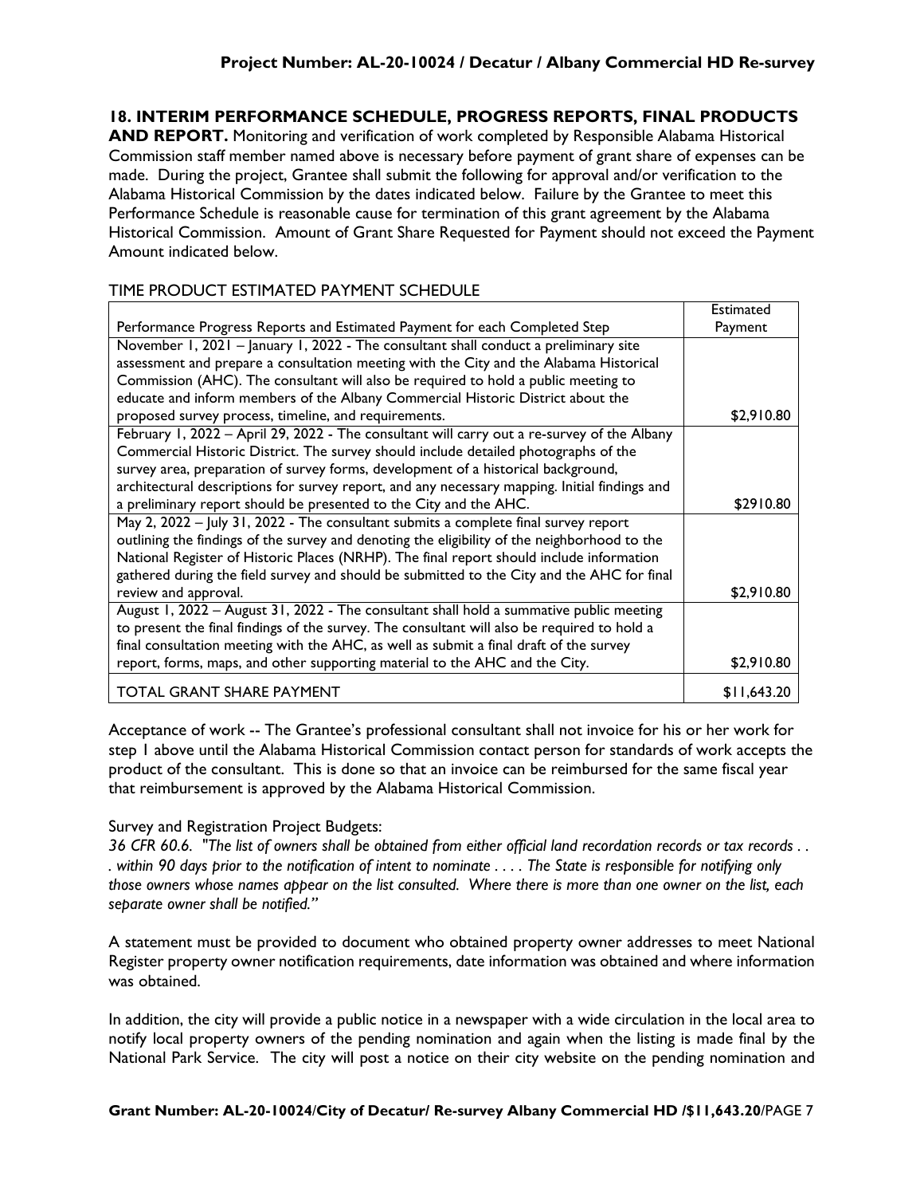**18. INTERIM PERFORMANCE SCHEDULE, PROGRESS REPORTS, FINAL PRODUCTS AND REPORT.** Monitoring and verification of work completed by Responsible Alabama Historical Commission staff member named above is necessary before payment of grant share of expenses can be made. During the project, Grantee shall submit the following for approval and/or verification to the Alabama Historical Commission by the dates indicated below. Failure by the Grantee to meet this Performance Schedule is reasonable cause for termination of this grant agreement by the Alabama Historical Commission. Amount of Grant Share Requested for Payment should not exceed the Payment Amount indicated below.

TIME PRODUCT ESTIMATED PAYMENT SCHEDULE

| Performance Progress Reports and Estimated Payment for each Completed Step | Estimated Payment |
|---|---|
| November 1, 2021 – January 1, 2022 - The consultant shall conduct a preliminary site assessment and prepare a consultation meeting with the City and the Alabama Historical Commission (AHC). The consultant will also be required to hold a public meeting to educate and inform members of the Albany Commercial Historic District about the proposed survey process, timeline, and requirements. | $2,910.80 |
| February 1, 2022 – April 29, 2022 - The consultant will carry out a re-survey of the Albany Commercial Historic District. The survey should include detailed photographs of the survey area, preparation of survey forms, development of a historical background, architectural descriptions for survey report, and any necessary mapping. Initial findings and a preliminary report should be presented to the City and the AHC. | $2910.80 |
| May 2, 2022 – July 31, 2022 - The consultant submits a complete final survey report outlining the findings of the survey and denoting the eligibility of the neighborhood to the National Register of Historic Places (NRHP). The final report should include information gathered during the field survey and should be submitted to the City and the AHC for final review and approval. | $2,910.80 |
| August 1, 2022 – August 31, 2022 - The consultant shall hold a summative public meeting to present the final findings of the survey. The consultant will also be required to hold a final consultation meeting with the AHC, as well as submit a final draft of the survey report, forms, maps, and other supporting material to the AHC and the City. | $2,910.80 |
| TOTAL GRANT SHARE PAYMENT | $11,643.20 |

Acceptance of work -- The Grantee's professional consultant shall not invoice for his or her work for step 1 above until the Alabama Historical Commission contact person for standards of work accepts the product of the consultant. This is done so that an invoice can be reimbursed for the same fiscal year that reimbursement is approved by the Alabama Historical Commission.

Survey and Registration Project Budgets:

*36 CFR 60.6. "The list of owners shall be obtained from either official land recordation records or tax records . . . within 90 days prior to the notification of intent to nominate . . . . The State is responsible for notifying only those owners whose names appear on the list consulted. Where there is more than one owner on the list, each separate owner shall be notified."*

A statement must be provided to document who obtained property owner addresses to meet National Register property owner notification requirements, date information was obtained and where information was obtained.

In addition, the city will provide a public notice in a newspaper with a wide circulation in the local area to notify local property owners of the pending nomination and again when the listing is made final by the National Park Service. The city will post a notice on their city website on the pending nomination and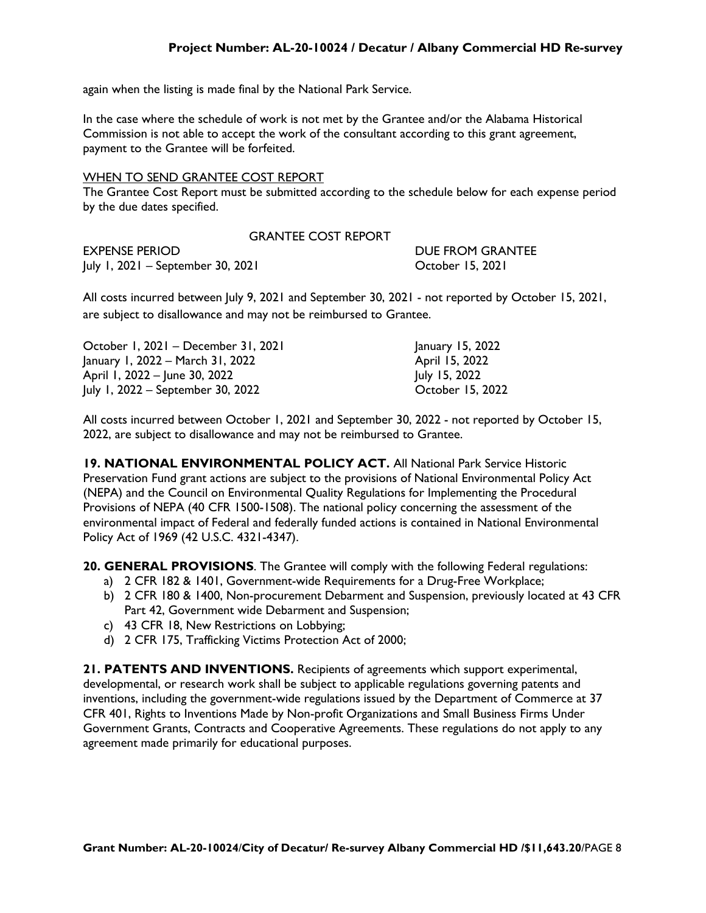again when the listing is made final by the National Park Service.

In the case where the schedule of work is not met by the Grantee and/or the Alabama Historical Commission is not able to accept the work of the consultant according to this grant agreement, payment to the Grantee will be forfeited.

<u>WHEN TO SEND GRANTEE COST REPORT</u>

The Grantee Cost Report must be submitted according to the schedule below for each expense period by the due dates specified.

GRANTEE COST REPORT

| EXPENSE PERIOD | DUE FROM GRANTEE |
|---|---|
| July 1, 2021 – September 30, 2021 | October 15, 2021 |

All costs incurred between July 9, 2021 and September 30, 2021 - not reported by October 15, 2021, are subject to disallowance and may not be reimbursed to Grantee.

| EXPENSE PERIOD | DUE FROM GRANTEE |
|---|---|
| October 1, 2021 – December 31, 2021 | January 15, 2022 |
| January 1, 2022 – March 31, 2022 | April 15, 2022 |
| April 1, 2022 – June 30, 2022 | July 15, 2022 |
| July 1, 2022 – September 30, 2022 | October 15, 2022 |

All costs incurred between October 1, 2021 and September 30, 2022 - not reported by October 15, 2022, are subject to disallowance and may not be reimbursed to Grantee.

**19. NATIONAL ENVIRONMENTAL POLICY ACT.** All National Park Service Historic Preservation Fund grant actions are subject to the provisions of National Environmental Policy Act (NEPA) and the Council on Environmental Quality Regulations for Implementing the Procedural Provisions of NEPA (40 CFR 1500-1508). The national policy concerning the assessment of the environmental impact of Federal and federally funded actions is contained in National Environmental Policy Act of 1969 (42 U.S.C. 4321-4347).

**20. GENERAL PROVISIONS**. The Grantee will comply with the following Federal regulations:

a) 2 CFR 182 & 1401, Government-wide Requirements for a Drug-Free Workplace;
b) 2 CFR 180 & 1400, Non-procurement Debarment and Suspension, previously located at 43 CFR Part 42, Government wide Debarment and Suspension;
c) 43 CFR 18, New Restrictions on Lobbying;
d) 2 CFR 175, Trafficking Victims Protection Act of 2000;

**21. PATENTS AND INVENTIONS.** Recipients of agreements which support experimental, developmental, or research work shall be subject to applicable regulations governing patents and inventions, including the government-wide regulations issued by the Department of Commerce at 37 CFR 401, Rights to Inventions Made by Non-profit Organizations and Small Business Firms Under Government Grants, Contracts and Cooperative Agreements. These regulations do not apply to any agreement made primarily for educational purposes.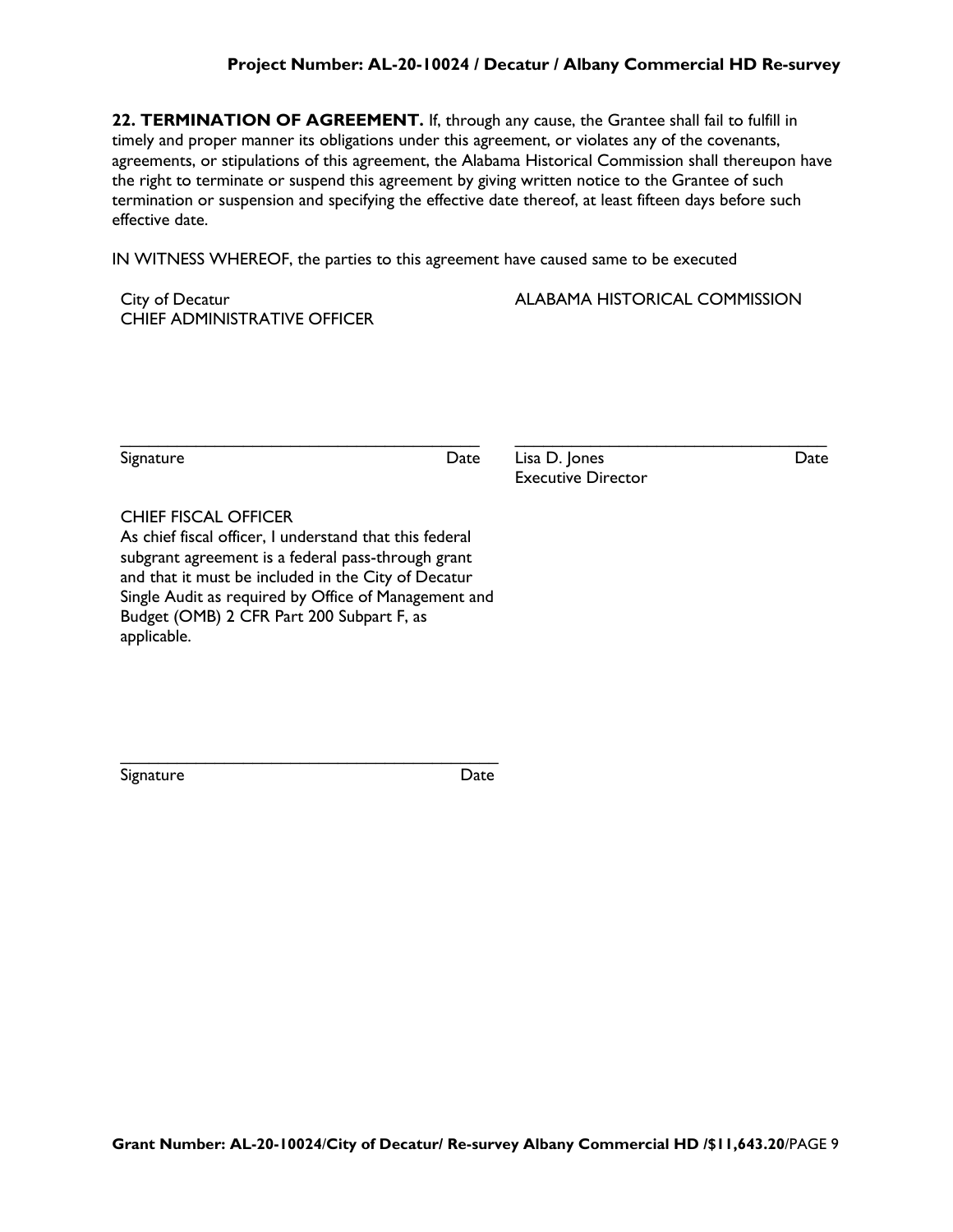**22. TERMINATION OF AGREEMENT.** If, through any cause, the Grantee shall fail to fulfill in timely and proper manner its obligations under this agreement, or violates any of the covenants, agreements, or stipulations of this agreement, the Alabama Historical Commission shall thereupon have the right to terminate or suspend this agreement by giving written notice to the Grantee of such termination or suspension and specifying the effective date thereof, at least fifteen days before such effective date.

IN WITNESS WHEREOF, the parties to this agreement have caused same to be executed

City of Decatur
CHIEF ADMINISTRATIVE OFFICER

\_\_\_\_\_\_\_\_\_\_\_\_\_\_\_\_\_\_\_\_\_\_\_\_\_\_\_\_\_\_\_\_\_\_\_\_\_\_\_\_
Signature Date

ALABAMA HISTORICAL COMMISSION

\_\_\_\_\_\_\_\_\_\_\_\_\_\_\_\_\_\_\_\_\_\_\_\_\_\_\_\_\_\_\_\_\_\_\_\_\_\_\_\_
Lisa D. Jones Date
Executive Director

CHIEF FISCAL OFFICER
As chief fiscal officer, I understand that this federal subgrant agreement is a federal pass-through grant and that it must be included in the City of Decatur Single Audit as required by Office of Management and Budget (OMB) 2 CFR Part 200 Subpart F, as applicable.

\_\_\_\_\_\_\_\_\_\_\_\_\_\_\_\_\_\_\_\_\_\_\_\_\_\_\_\_\_\_\_\_\_\_\_\_\_\_\_\_
Signature Date